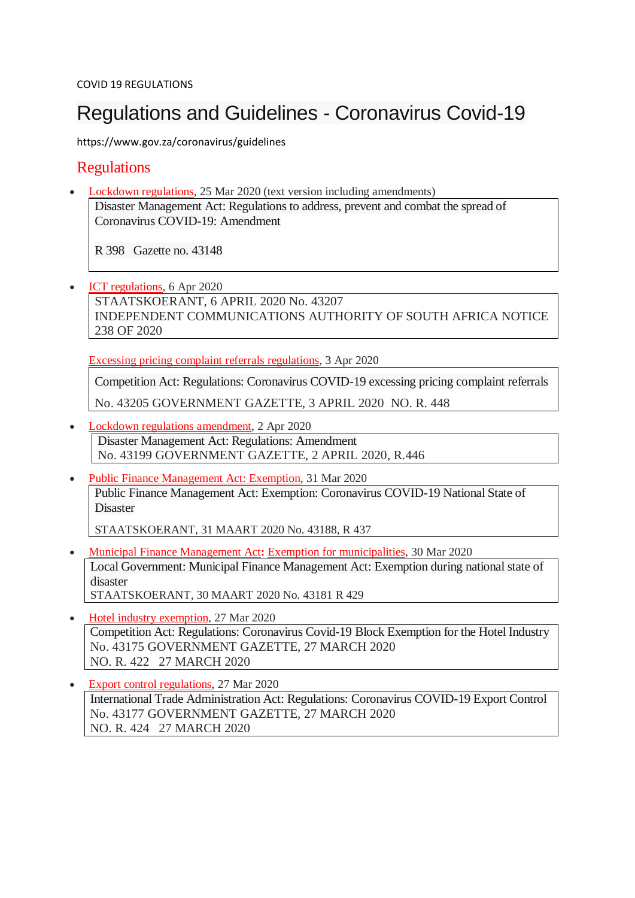COVID 19 REGULATIONS

# Regulations and Guidelines - Coronavirus Covid-19

https://www.gov.za/coronavirus/guidelines

## Regulations

- Lockdown regulations, 25 Mar 2020 (text version including amendments)

  Disaster Management Act: Regulations to address, prevent and combat the spread of Coronavirus COVID-19: Amendment

  R 398 Gazette no. 43148

- ICT regulations, 6 Apr 2020

  STAATSKOERANT, 6 APRIL 2020 No. 43207
  INDEPENDENT COMMUNICATIONS AUTHORITY OF SOUTH AFRICA NOTICE 238 OF 2020

  Excessing pricing complaint referrals regulations, 3 Apr 2020

  Competition Act: Regulations: Coronavirus COVID-19 excessing pricing complaint referrals

  No. 43205 GOVERNMENT GAZETTE, 3 APRIL 2020 NO. R. 448

- Lockdown regulations amendment, 2 Apr 2020

  Disaster Management Act: Regulations: Amendment
  No. 43199 GOVERNMENT GAZETTE, 2 APRIL 2020, R.446

- Public Finance Management Act: Exemption, 31 Mar 2020

  Public Finance Management Act: Exemption: Coronavirus COVID-19 National State of Disaster

  STAATSKOERANT, 31 MAART 2020 No. 43188, R 437

- Municipal Finance Management Act**:** Exemption for municipalities, 30 Mar 2020

  Local Government: Municipal Finance Management Act: Exemption during national state of disaster
  STAATSKOERANT, 30 MAART 2020 No. 43181 R 429

- Hotel industry exemption, 27 Mar 2020

  Competition Act: Regulations: Coronavirus Covid-19 Block Exemption for the Hotel Industry
  No. 43175 GOVERNMENT GAZETTE, 27 MARCH 2020
  NO. R. 422 27 MARCH 2020

- Export control regulations, 27 Mar 2020

  International Trade Administration Act: Regulations: Coronavirus COVID-19 Export Control
  No. 43177 GOVERNMENT GAZETTE, 27 MARCH 2020
  NO. R. 424 27 MARCH 2020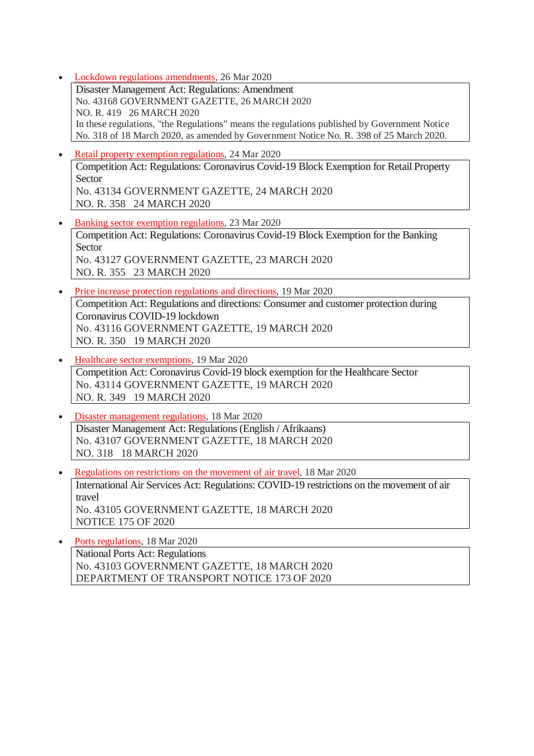- Lockdown regulations amendments, 26 Mar 2020

  Disaster Management Act: Regulations: Amendment
  No. 43168 GOVERNMENT GAZETTE, 26 MARCH 2020
  NO. R. 419 26 MARCH 2020
  In these regulations, "the Regulations" means the regulations published by Government Notice No. 318 of 18 March 2020, as amended by Government Notice No. R. 398 of 25 March 2020.

- Retail property exemption regulations, 24 Mar 2020

  Competition Act: Regulations: Coronavirus Covid-19 Block Exemption for Retail Property Sector
  No. 43134 GOVERNMENT GAZETTE, 24 MARCH 2020
  NO. R. 358 24 MARCH 2020

- Banking sector exemption regulations, 23 Mar 2020

  Competition Act: Regulations: Coronavirus Covid-19 Block Exemption for the Banking Sector
  No. 43127 GOVERNMENT GAZETTE, 23 MARCH 2020
  NO. R. 355 23 MARCH 2020

- Price increase protection regulations and directions, 19 Mar 2020

  Competition Act: Regulations and directions: Consumer and customer protection during Coronavirus COVID-19 lockdown
  No. 43116 GOVERNMENT GAZETTE, 19 MARCH 2020
  NO. R. 350 19 MARCH 2020

- Healthcare sector exemptions, 19 Mar 2020

  Competition Act: Coronavirus Covid-19 block exemption for the Healthcare Sector
  No. 43114 GOVERNMENT GAZETTE, 19 MARCH 2020
  NO. R. 349 19 MARCH 2020

- Disaster management regulations, 18 Mar 2020

  Disaster Management Act: Regulations (English / Afrikaans)
  No. 43107 GOVERNMENT GAZETTE, 18 MARCH 2020
  NO. 318 18 MARCH 2020

- Regulations on restrictions on the movement of air travel, 18 Mar 2020

  International Air Services Act: Regulations: COVID-19 restrictions on the movement of air travel
  No. 43105 GOVERNMENT GAZETTE, 18 MARCH 2020
  NOTICE 175 OF 2020

- Ports regulations, 18 Mar 2020

  National Ports Act: Regulations
  No. 43103 GOVERNMENT GAZETTE, 18 MARCH 2020
  DEPARTMENT OF TRANSPORT NOTICE 173 OF 2020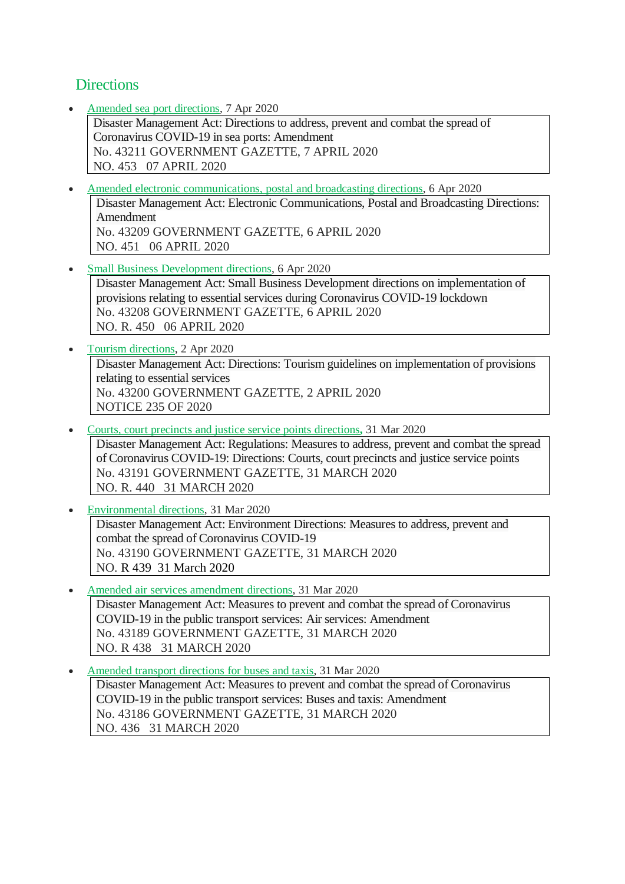## Directions

- Amended sea port directions, 7 Apr 2020

  Disaster Management Act: Directions to address, prevent and combat the spread of Coronavirus COVID-19 in sea ports: Amendment
  No. 43211 GOVERNMENT GAZETTE, 7 APRIL 2020
  NO. 453 07 APRIL 2020

- Amended electronic communications, postal and broadcasting directions, 6 Apr 2020

  Disaster Management Act: Electronic Communications, Postal and Broadcasting Directions: Amendment
  No. 43209 GOVERNMENT GAZETTE, 6 APRIL 2020
  NO. 451 06 APRIL 2020

- Small Business Development directions, 6 Apr 2020

  Disaster Management Act: Small Business Development directions on implementation of provisions relating to essential services during Coronavirus COVID-19 lockdown
  No. 43208 GOVERNMENT GAZETTE, 6 APRIL 2020
  NO. R. 450 06 APRIL 2020

- Tourism directions, 2 Apr 2020

  Disaster Management Act: Directions: Tourism guidelines on implementation of provisions relating to essential services
  No. 43200 GOVERNMENT GAZETTE, 2 APRIL 2020
  NOTICE 235 OF 2020

- Courts, court precincts and justice service points directions, 31 Mar 2020

  Disaster Management Act: Regulations: Measures to address, prevent and combat the spread of Coronavirus COVID-19: Directions: Courts, court precincts and justice service points
  No. 43191 GOVERNMENT GAZETTE, 31 MARCH 2020
  NO. R. 440 31 MARCH 2020

- Environmental directions, 31 Mar 2020

  Disaster Management Act: Environment Directions: Measures to address, prevent and combat the spread of Coronavirus COVID-19
  No. 43190 GOVERNMENT GAZETTE, 31 MARCH 2020
  NO. R 439 31 March 2020

- Amended air services amendment directions, 31 Mar 2020

  Disaster Management Act: Measures to prevent and combat the spread of Coronavirus COVID-19 in the public transport services: Air services: Amendment
  No. 43189 GOVERNMENT GAZETTE, 31 MARCH 2020
  NO. R 438 31 MARCH 2020

- Amended transport directions for buses and taxis, 31 Mar 2020

  Disaster Management Act: Measures to prevent and combat the spread of Coronavirus COVID-19 in the public transport services: Buses and taxis: Amendment
  No. 43186 GOVERNMENT GAZETTE, 31 MARCH 2020
  NO. 436 31 MARCH 2020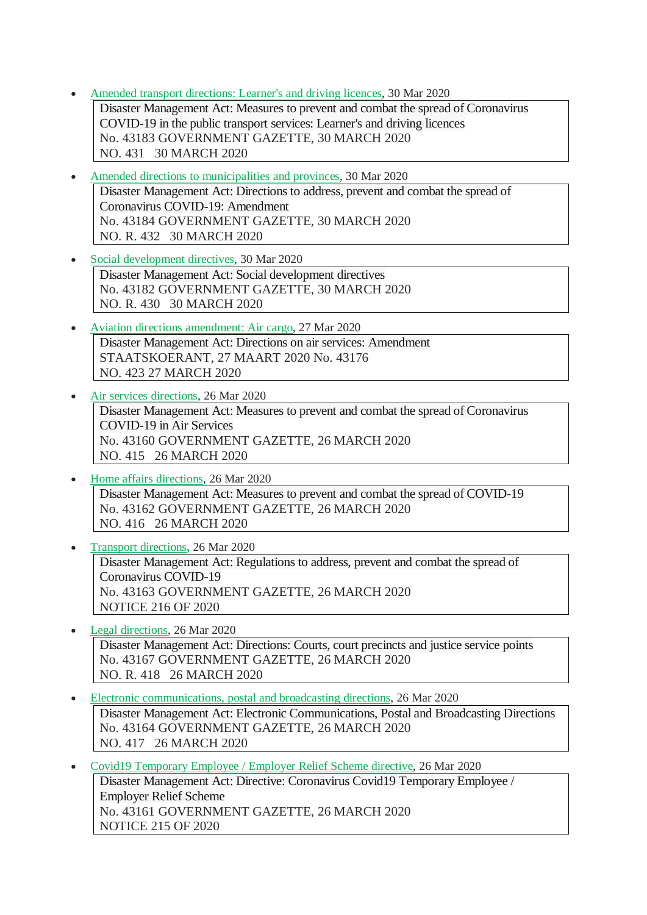- Amended transport directions: Learner's and driving licences, 30 Mar 2020

  Disaster Management Act: Measures to prevent and combat the spread of Coronavirus COVID-19 in the public transport services: Learner's and driving licences
  No. 43183 GOVERNMENT GAZETTE, 30 MARCH 2020
  NO. 431 30 MARCH 2020

- Amended directions to municipalities and provinces, 30 Mar 2020

  Disaster Management Act: Directions to address, prevent and combat the spread of Coronavirus COVID-19: Amendment
  No. 43184 GOVERNMENT GAZETTE, 30 MARCH 2020
  NO. R. 432 30 MARCH 2020

- Social development directives, 30 Mar 2020

  Disaster Management Act: Social development directives
  No. 43182 GOVERNMENT GAZETTE, 30 MARCH 2020
  NO. R. 430 30 MARCH 2020

- Aviation directions amendment: Air cargo, 27 Mar 2020

  Disaster Management Act: Directions on air services: Amendment
  STAATSKOERANT, 27 MAART 2020 No. 43176
  NO. 423 27 MARCH 2020

- Air services directions, 26 Mar 2020

  Disaster Management Act: Measures to prevent and combat the spread of Coronavirus COVID-19 in Air Services
  No. 43160 GOVERNMENT GAZETTE, 26 MARCH 2020
  NO. 415 26 MARCH 2020

- Home affairs directions, 26 Mar 2020

  Disaster Management Act: Measures to prevent and combat the spread of COVID-19
  No. 43162 GOVERNMENT GAZETTE, 26 MARCH 2020
  NO. 416 26 MARCH 2020

- Transport directions, 26 Mar 2020

  Disaster Management Act: Regulations to address, prevent and combat the spread of Coronavirus COVID-19
  No. 43163 GOVERNMENT GAZETTE, 26 MARCH 2020
  NOTICE 216 OF 2020

- Legal directions, 26 Mar 2020

  Disaster Management Act: Directions: Courts, court precincts and justice service points
  No. 43167 GOVERNMENT GAZETTE, 26 MARCH 2020
  NO. R. 418 26 MARCH 2020

- Electronic communications, postal and broadcasting directions, 26 Mar 2020

  Disaster Management Act: Electronic Communications, Postal and Broadcasting Directions
  No. 43164 GOVERNMENT GAZETTE, 26 MARCH 2020
  NO. 417 26 MARCH 2020

- Covid19 Temporary Employee / Employer Relief Scheme directive, 26 Mar 2020

  Disaster Management Act: Directive: Coronavirus Covid19 Temporary Employee / Employer Relief Scheme
  No. 43161 GOVERNMENT GAZETTE, 26 MARCH 2020
  NOTICE 215 OF 2020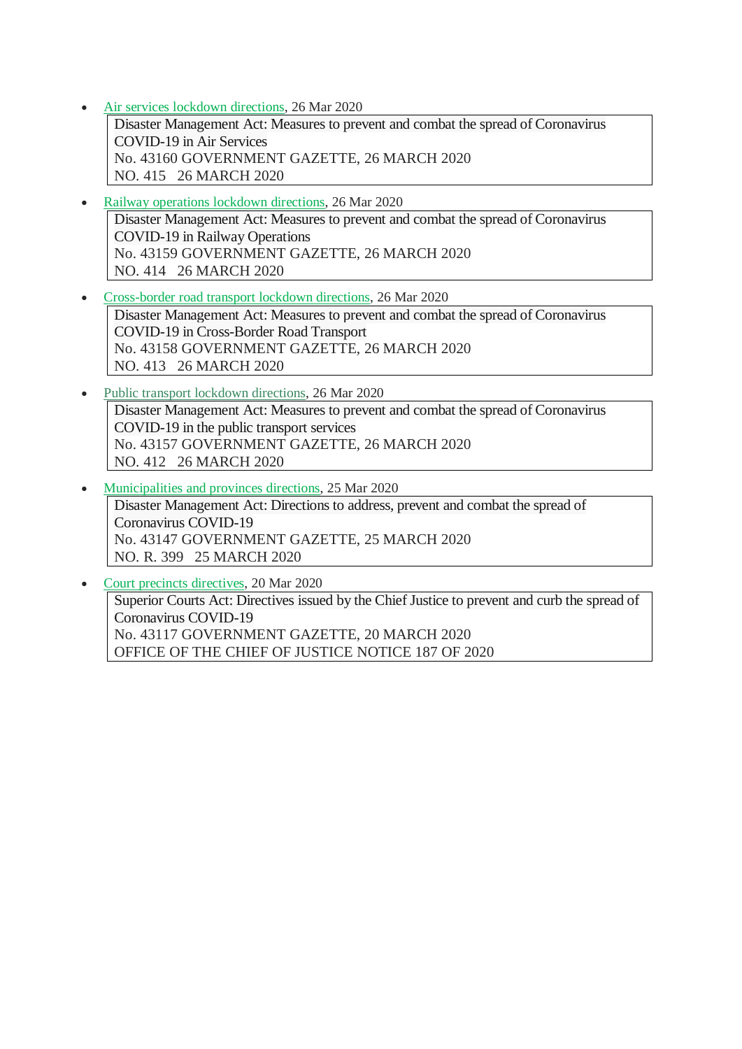- Air services lockdown directions, 26 Mar 2020

  > Disaster Management Act: Measures to prevent and combat the spread of Coronavirus COVID-19 in Air Services
  > No. 43160 GOVERNMENT GAZETTE, 26 MARCH 2020
  > NO. 415 26 MARCH 2020

- Railway operations lockdown directions, 26 Mar 2020

  > Disaster Management Act: Measures to prevent and combat the spread of Coronavirus COVID-19 in Railway Operations
  > No. 43159 GOVERNMENT GAZETTE, 26 MARCH 2020
  > NO. 414 26 MARCH 2020

- Cross-border road transport lockdown directions, 26 Mar 2020

  > Disaster Management Act: Measures to prevent and combat the spread of Coronavirus COVID-19 in Cross-Border Road Transport
  > No. 43158 GOVERNMENT GAZETTE, 26 MARCH 2020
  > NO. 413 26 MARCH 2020

- Public transport lockdown directions, 26 Mar 2020

  > Disaster Management Act: Measures to prevent and combat the spread of Coronavirus COVID-19 in the public transport services
  > No. 43157 GOVERNMENT GAZETTE, 26 MARCH 2020
  > NO. 412 26 MARCH 2020

- Municipalities and provinces directions, 25 Mar 2020

  > Disaster Management Act: Directions to address, prevent and combat the spread of Coronavirus COVID-19
  > No. 43147 GOVERNMENT GAZETTE, 25 MARCH 2020
  > NO. R. 399 25 MARCH 2020

- Court precincts directives, 20 Mar 2020

  > Superior Courts Act: Directives issued by the Chief Justice to prevent and curb the spread of Coronavirus COVID-19
  > No. 43117 GOVERNMENT GAZETTE, 20 MARCH 2020
  > OFFICE OF THE CHIEF OF JUSTICE NOTICE 187 OF 2020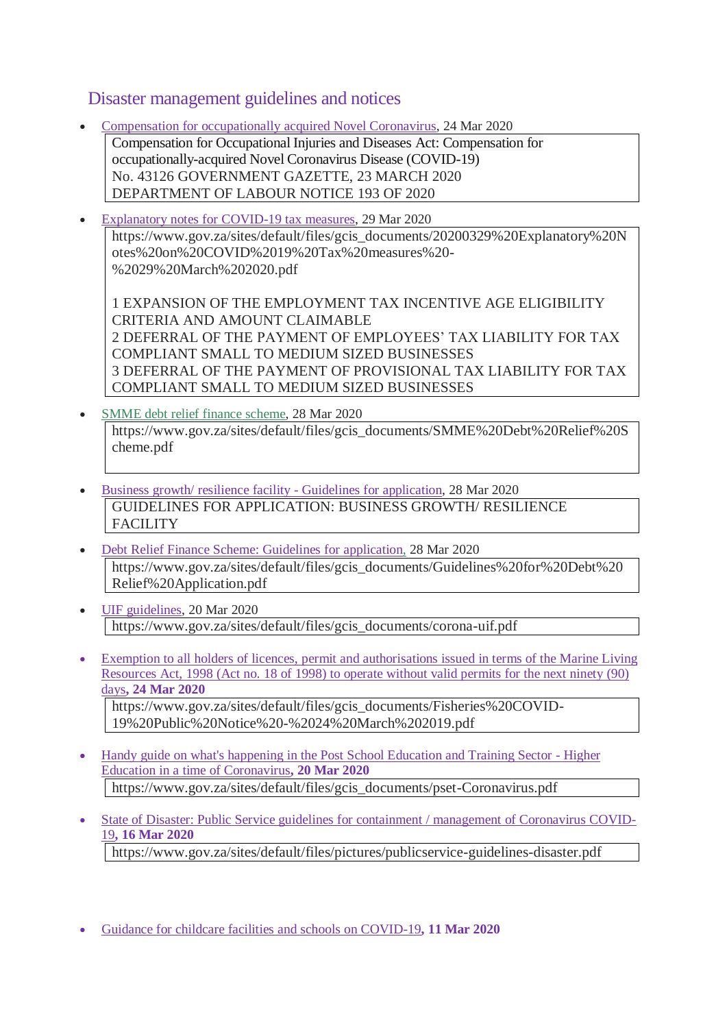## Disaster management guidelines and notices

- Compensation for occupationally acquired Novel Coronavirus, 24 Mar 2020

  > Compensation for Occupational Injuries and Diseases Act: Compensation for occupationally-acquired Novel Coronavirus Disease (COVID-19)
  > No. 43126 GOVERNMENT GAZETTE, 23 MARCH 2020
  > DEPARTMENT OF LABOUR NOTICE 193 OF 2020

- Explanatory notes for COVID-19 tax measures, 29 Mar 2020

  > https://www.gov.za/sites/default/files/gcis_documents/20200329%20Explanatory%20Notes%20on%20COVID%2019%20Tax%20measures%20-%2029%20March%202020.pdf
  >
  > 1 EXPANSION OF THE EMPLOYMENT TAX INCENTIVE AGE ELIGIBILITY CRITERIA AND AMOUNT CLAIMABLE
  > 2 DEFERRAL OF THE PAYMENT OF EMPLOYEES' TAX LIABILITY FOR TAX COMPLIANT SMALL TO MEDIUM SIZED BUSINESSES
  > 3 DEFERRAL OF THE PAYMENT OF PROVISIONAL TAX LIABILITY FOR TAX COMPLIANT SMALL TO MEDIUM SIZED BUSINESSES

- SMME debt relief finance scheme, 28 Mar 2020

  > https://www.gov.za/sites/default/files/gcis_documents/SMME%20Debt%20Relief%20Scheme.pdf

- Business growth/ resilience facility - Guidelines for application, 28 Mar 2020

  > GUIDELINES FOR APPLICATION: BUSINESS GROWTH/ RESILIENCE FACILITY

- Debt Relief Finance Scheme: Guidelines for application, 28 Mar 2020

  > https://www.gov.za/sites/default/files/gcis_documents/Guidelines%20for%20Debt%20Relief%20Application.pdf

- UIF guidelines, 20 Mar 2020

  > https://www.gov.za/sites/default/files/gcis_documents/corona-uif.pdf

- Exemption to all holders of licences, permit and authorisations issued in terms of the Marine Living Resources Act, 1998 (Act no. 18 of 1998) to operate without valid permits for the next ninety (90) days**, 24 Mar 2020**

  > https://www.gov.za/sites/default/files/gcis_documents/Fisheries%20COVID-19%20Public%20Notice%20-%2024%20March%202019.pdf

- Handy guide on what's happening in the Post School Education and Training Sector - Higher Education in a time of Coronavirus**, 20 Mar 2020**

  > https://www.gov.za/sites/default/files/gcis_documents/pset-Coronavirus.pdf

- State of Disaster: Public Service guidelines for containment / management of Coronavirus COVID-19**, 16 Mar 2020**

  > https://www.gov.za/sites/default/files/pictures/publicservice-guidelines-disaster.pdf

- Guidance for childcare facilities and schools on COVID-19**, 11 Mar 2020**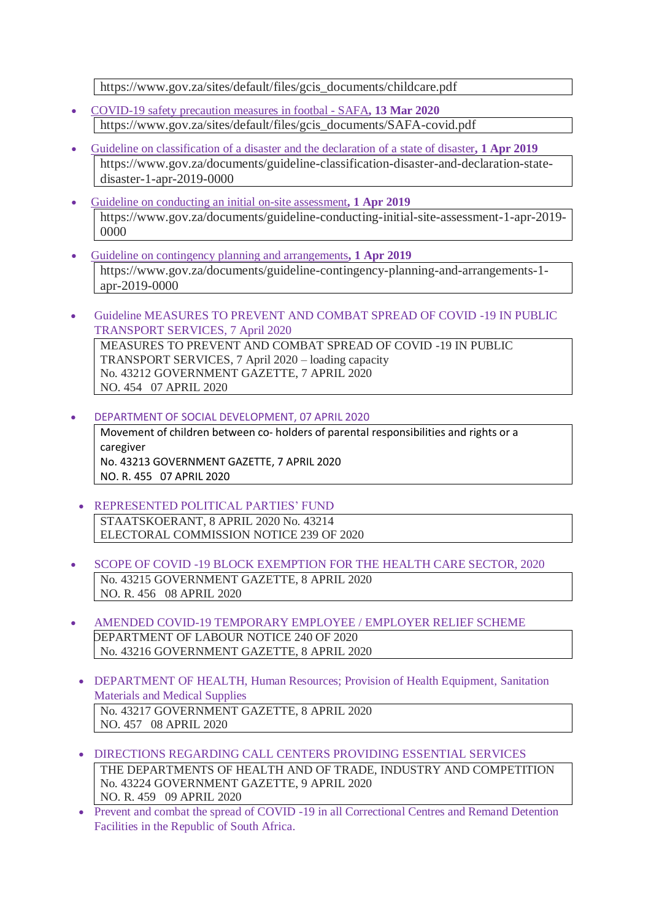https://www.gov.za/sites/default/files/gcis_documents/childcare.pdf

- COVID-19 safety precaution measures in footbal - SAFA, **13 Mar 2020**

  https://www.gov.za/sites/default/files/gcis_documents/SAFA-covid.pdf

- Guideline on classification of a disaster and the declaration of a state of disaster, **1 Apr 2019**

  https://www.gov.za/documents/guideline-classification-disaster-and-declaration-state-disaster-1-apr-2019-0000

- Guideline on conducting an initial on-site assessment, **1 Apr 2019**

  https://www.gov.za/documents/guideline-conducting-initial-site-assessment-1-apr-2019-0000

- Guideline on contingency planning and arrangements, **1 Apr 2019**

  https://www.gov.za/documents/guideline-contingency-planning-and-arrangements-1-apr-2019-0000

- Guideline MEASURES TO PREVENT AND COMBAT SPREAD OF COVID -19 IN PUBLIC TRANSPORT SERVICES, 7 April 2020

  MEASURES TO PREVENT AND COMBAT SPREAD OF COVID -19 IN PUBLIC TRANSPORT SERVICES, 7 April 2020 – loading capacity
  No. 43212 GOVERNMENT GAZETTE, 7 APRIL 2020
  NO. 454 07 APRIL 2020

- DEPARTMENT OF SOCIAL DEVELOPMENT, 07 APRIL 2020

  Movement of children between co- holders of parental responsibilities and rights or a caregiver
  No. 43213 GOVERNMENT GAZETTE, 7 APRIL 2020
  NO. R. 455 07 APRIL 2020

- REPRESENTED POLITICAL PARTIES' FUND

  STAATSKOERANT, 8 APRIL 2020 No. 43214
  ELECTORAL COMMISSION NOTICE 239 OF 2020

- SCOPE OF COVID -19 BLOCK EXEMPTION FOR THE HEALTH CARE SECTOR, 2020

  No. 43215 GOVERNMENT GAZETTE, 8 APRIL 2020
  NO. R. 456 08 APRIL 2020

- AMENDED COVID-19 TEMPORARY EMPLOYEE / EMPLOYER RELIEF SCHEME

  DEPARTMENT OF LABOUR NOTICE 240 OF 2020
  No. 43216 GOVERNMENT GAZETTE, 8 APRIL 2020

- DEPARTMENT OF HEALTH, Human Resources; Provision of Health Equipment, Sanitation Materials and Medical Supplies

  No. 43217 GOVERNMENT GAZETTE, 8 APRIL 2020
  NO. 457 08 APRIL 2020

- DIRECTIONS REGARDING CALL CENTERS PROVIDING ESSENTIAL SERVICES

  THE DEPARTMENTS OF HEALTH AND OF TRADE, INDUSTRY AND COMPETITION
  No. 43224 GOVERNMENT GAZETTE, 9 APRIL 2020
  NO. R. 459 09 APRIL 2020

- Prevent and combat the spread of COVID -19 in all Correctional Centres and Remand Detention Facilities in the Republic of South Africa.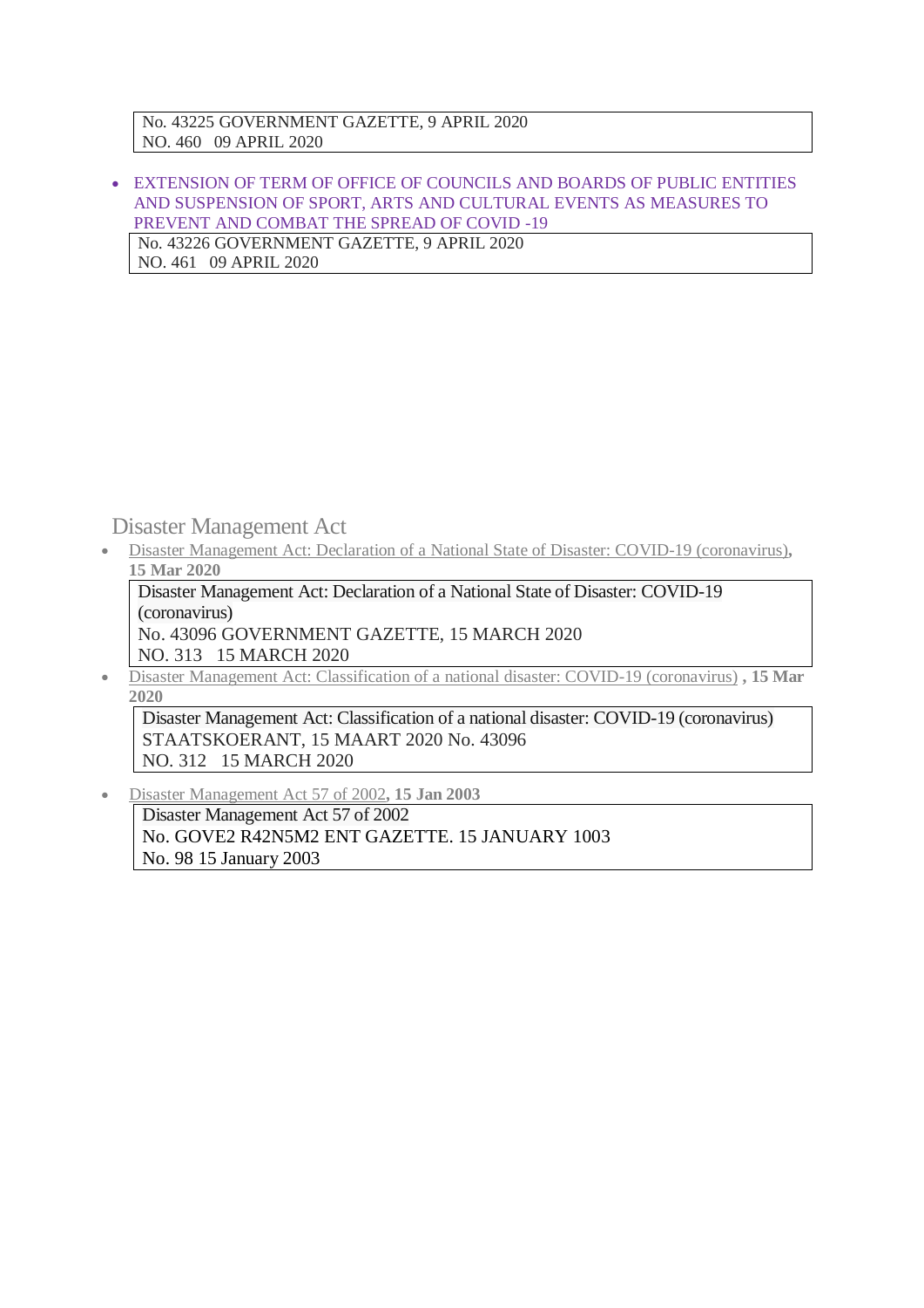| |
|---|
| No. 43225 GOVERNMENT GAZETTE, 9 APRIL 2020<br>NO. 460   09 APRIL 2020 |

- EXTENSION OF TERM OF OFFICE OF COUNCILS AND BOARDS OF PUBLIC ENTITIES AND SUSPENSION OF SPORT, ARTS AND CULTURAL EVENTS AS MEASURES TO PREVENT AND COMBAT THE SPREAD OF COVID -19

| |
|---|
| No. 43226 GOVERNMENT GAZETTE, 9 APRIL 2020<br>NO. 461   09 APRIL 2020 |

## Disaster Management Act

- Disaster Management Act: Declaration of a National State of Disaster: COVID-19 (coronavirus), **15 Mar 2020**

| |
|---|
| Disaster Management Act: Declaration of a National State of Disaster: COVID-19 (coronavirus)<br>No. 43096 GOVERNMENT GAZETTE, 15 MARCH 2020<br>NO. 313   15 MARCH 2020 |

- Disaster Management Act: Classification of a national disaster: COVID-19 (coronavirus) **, 15 Mar 2020**

| |
|---|
| Disaster Management Act: Classification of a national disaster: COVID-19 (coronavirus)<br>STAATSKOERANT, 15 MAART 2020 No. 43096<br>NO. 312   15 MARCH 2020 |

- Disaster Management Act 57 of 2002**, 15 Jan 2003**

| |
|---|
| Disaster Management Act 57 of 2002<br>No. GOVE2 R42N5M2 ENT GAZETTE. 15 JANUARY 1003<br>No. 98 15 January 2003 |